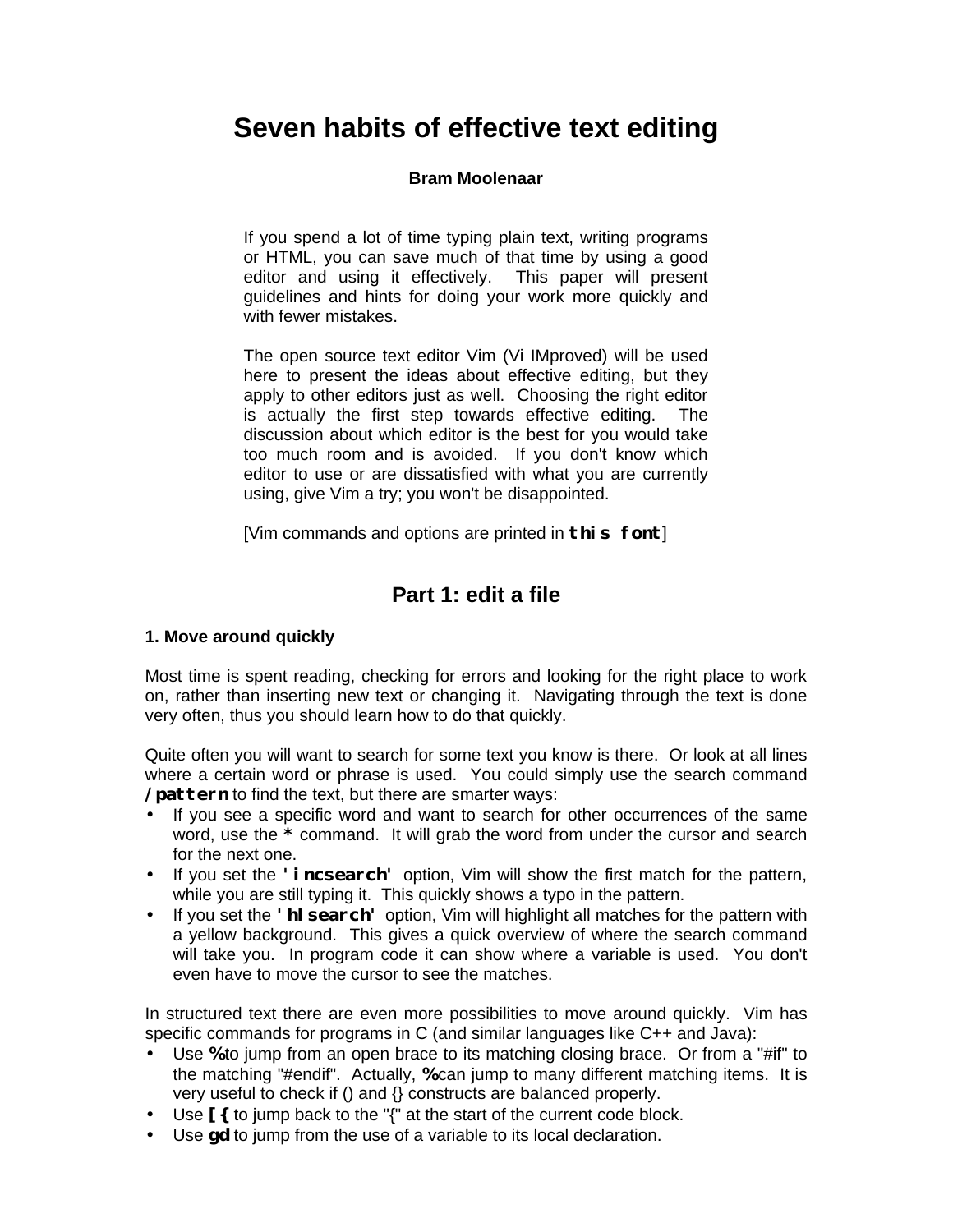# Seven habits of effective text editing

**Bram Moolenaar**

If you spend a lot of time typing plain text, writing programs or HTML, you can save much of that time by using a good editor and using it effectively. This paper will present guidelines and hints for doing your work more quickly and with fewer mistakes.

The open source text editor Vim (Vi IMproved) will be used here to present the ideas about effective editing, but they apply to other editors just as well. Choosing the right editor is actually the first step towards effective editing. The discussion about which editor is the best for you would take too much room and is avoided. If you don't know which editor to use or are dissatisfied with what you are currently using, give Vim a try; you won't be disappointed.

[Vim commands and options are printed in **`this font`**]

## Part 1: edit a file

### 1. Move around quickly

Most time is spent reading, checking for errors and looking for the right place to work on, rather than inserting new text or changing it. Navigating through the text is done very often, thus you should learn how to do that quickly.

Quite often you will want to search for some text you know is there. Or look at all lines where a certain word or phrase is used. You could simply use the search command **`/pattern`** to find the text, but there are smarter ways:

- If you see a specific word and want to search for other occurrences of the same word, use the **`*`** command. It will grab the word from under the cursor and search for the next one.
- If you set the **`'incsearch'`** option, Vim will show the first match for the pattern, while you are still typing it. This quickly shows a typo in the pattern.
- If you set the **`'hlsearch'`** option, Vim will highlight all matches for the pattern with a yellow background. This gives a quick overview of where the search command will take you. In program code it can show where a variable is used. You don't even have to move the cursor to see the matches.

In structured text there are even more possibilities to move around quickly. Vim has specific commands for programs in C (and similar languages like C++ and Java):

- Use **`%`** to jump from an open brace to its matching closing brace. Or from a "#if" to the matching "#endif". Actually, **`%`** can jump to many different matching items. It is very useful to check if () and {} constructs are balanced properly.
- Use **`[{`** to jump back to the "{" at the start of the current code block.
- Use **`gd`** to jump from the use of a variable to its local declaration.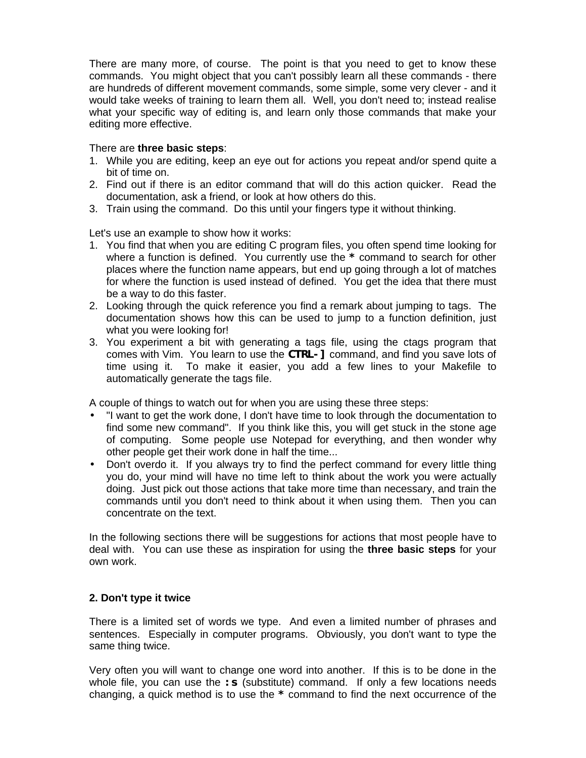There are many more, of course. The point is that you need to get to know these commands. You might object that you can't possibly learn all these commands - there are hundreds of different movement commands, some simple, some very clever - and it would take weeks of training to learn them all. Well, you don't need to; instead realise what your specific way of editing is, and learn only those commands that make your editing more effective.

There are **three basic steps**:

1. While you are editing, keep an eye out for actions you repeat and/or spend quite a bit of time on.
2. Find out if there is an editor command that will do this action quicker. Read the documentation, ask a friend, or look at how others do this.
3. Train using the command. Do this until your fingers type it without thinking.

Let's use an example to show how it works:

1. You find that when you are editing C program files, you often spend time looking for where a function is defined. You currently use the **\*** command to search for other places where the function name appears, but end up going through a lot of matches for where the function is used instead of defined. You get the idea that there must be a way to do this faster.
2. Looking through the quick reference you find a remark about jumping to tags. The documentation shows how this can be used to jump to a function definition, just what you were looking for!
3. You experiment a bit with generating a tags file, using the ctags program that comes with Vim. You learn to use the **CTRL-]** command, and find you save lots of time using it. To make it easier, you add a few lines to your Makefile to automatically generate the tags file.

A couple of things to watch out for when you are using these three steps:

- "I want to get the work done, I don't have time to look through the documentation to find some new command". If you think like this, you will get stuck in the stone age of computing. Some people use Notepad for everything, and then wonder why other people get their work done in half the time...
- Don't overdo it. If you always try to find the perfect command for every little thing you do, your mind will have no time left to think about the work you were actually doing. Just pick out those actions that take more time than necessary, and train the commands until you don't need to think about it when using them. Then you can concentrate on the text.

In the following sections there will be suggestions for actions that most people have to deal with. You can use these as inspiration for using the **three basic steps** for your own work.

## 2. Don't type it twice

There is a limited set of words we type. And even a limited number of phrases and sentences. Especially in computer programs. Obviously, you don't want to type the same thing twice.

Very often you will want to change one word into another. If this is to be done in the whole file, you can use the **:s** (substitute) command. If only a few locations needs changing, a quick method is to use the **\*** command to find the next occurrence of the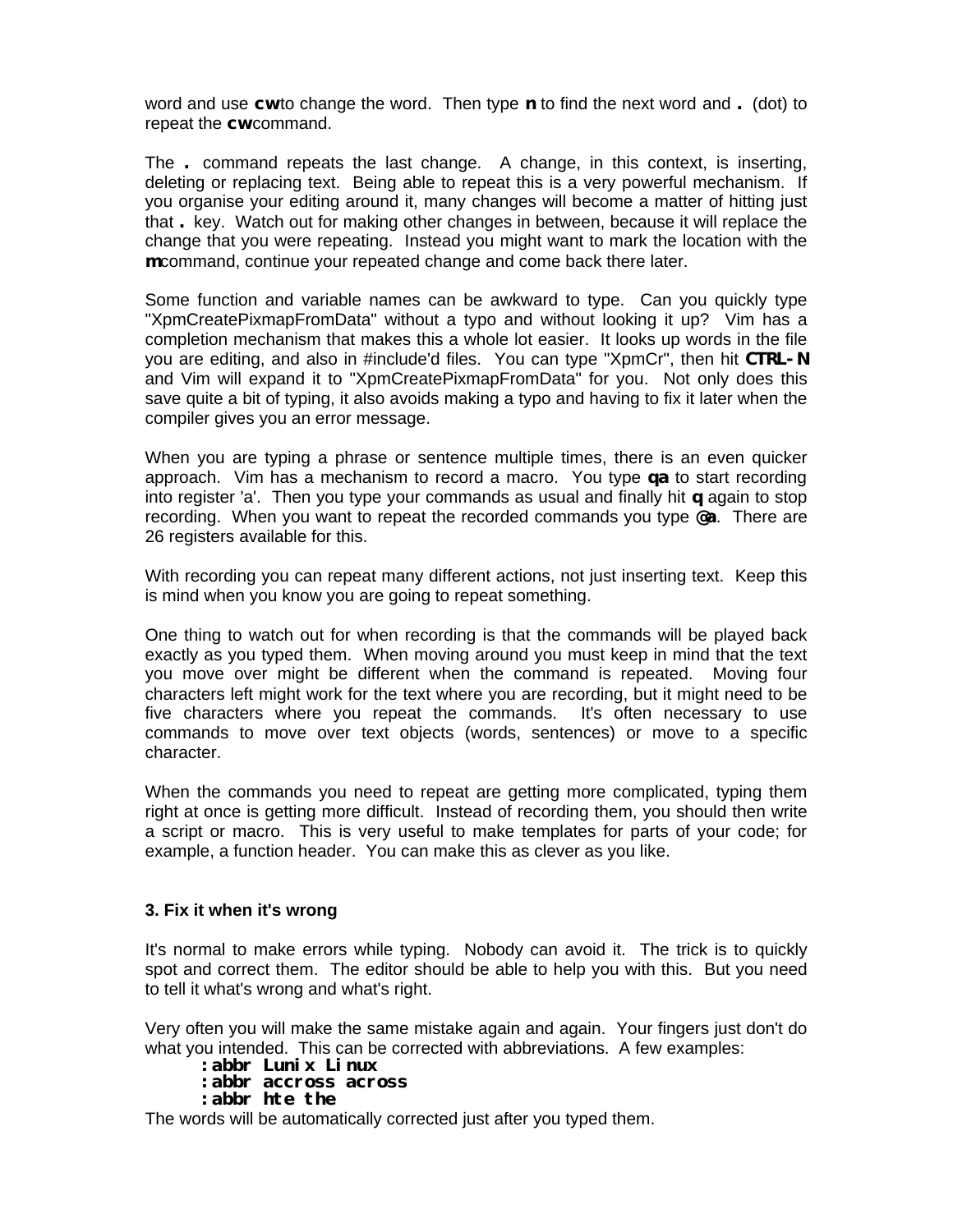word and use **cw** to change the word.  Then type **n** to find the next word and **.** (dot) to repeat the **cw** command.

The **.** command repeats the last change.  A change, in this context, is inserting, deleting or replacing text.  Being able to repeat this is a very powerful mechanism.  If you organise your editing around it, many changes will become a matter of hitting just that **.** key.  Watch out for making other changes in between, because it will replace the change that you were repeating.  Instead you might want to mark the location with the **m** command, continue your repeated change and come back there later.

Some function and variable names can be awkward to type.  Can you quickly type "XpmCreatePixmapFromData" without a typo and without looking it up?  Vim has a completion mechanism that makes this a whole lot easier.  It looks up words in the file you are editing, and also in #include'd files.  You can type "XpmCr", then hit **CTRL-N** and Vim will expand it to "XpmCreatePixmapFromData" for you.  Not only does this save quite a bit of typing, it also avoids making a typo and having to fix it later when the compiler gives you an error message.

When you are typing a phrase or sentence multiple times, there is an even quicker approach.  Vim has a mechanism to record a macro.  You type **qa** to start recording into register 'a'.  Then you type your commands as usual and finally hit **q** again to stop recording.  When you want to repeat the recorded commands you type **@a**.  There are 26 registers available for this.

With recording you can repeat many different actions, not just inserting text.  Keep this is mind when you know you are going to repeat something.

One thing to watch out for when recording is that the commands will be played back exactly as you typed them.  When moving around you must keep in mind that the text you move over might be different when the command is repeated.  Moving four characters left might work for the text where you are recording, but it might need to be five characters where you repeat the commands.  It's often necessary to use commands to move over text objects (words, sentences) or move to a specific character.

When the commands you need to repeat are getting more complicated, typing them right at once is getting more difficult.  Instead of recording them, you should then write a script or macro.  This is very useful to make templates for parts of your code; for example, a function header.  You can make this as clever as you like.

### 3. Fix it when it's wrong

It's normal to make errors while typing.  Nobody can avoid it.  The trick is to quickly spot and correct them.  The editor should be able to help you with this.  But you need to tell it what's wrong and what's right.

Very often you will make the same mistake again and again.  Your fingers just don't do what you intended.  This can be corrected with abbreviations.  A few examples:

```
:abbr Lunix Linux
:abbr accross across
:abbr hte the
```

The words will be automatically corrected just after you typed them.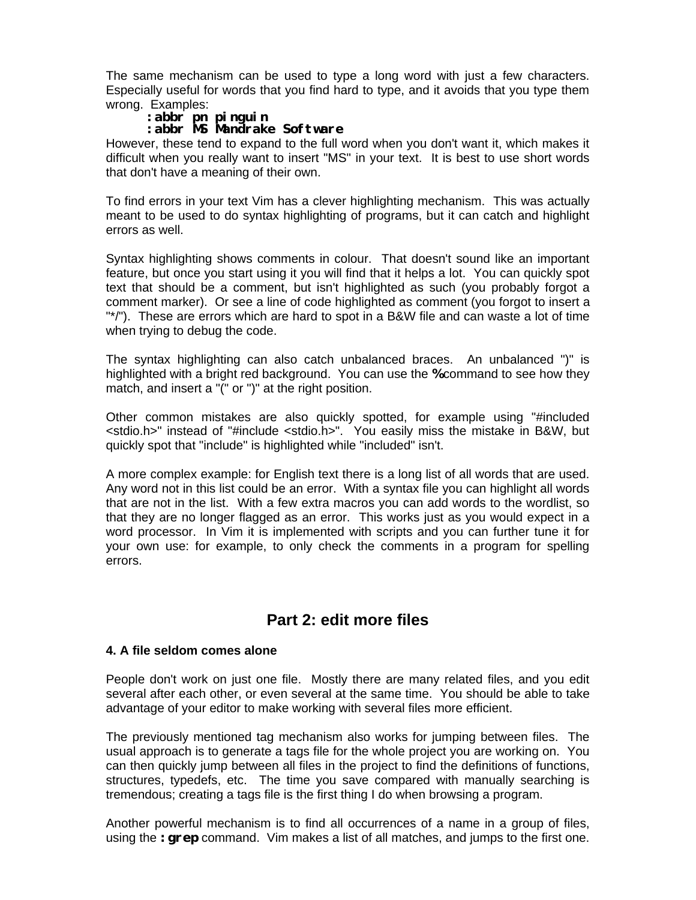The same mechanism can be used to type a long word with just a few characters. Especially useful for words that you find hard to type, and it avoids that you type them wrong. Examples:

```
:abbr pn pinguin
:abbr MS Mandrake Software
```

However, these tend to expand to the full word when you don't want it, which makes it difficult when you really want to insert "MS" in your text. It is best to use short words that don't have a meaning of their own.

To find errors in your text Vim has a clever highlighting mechanism. This was actually meant to be used to do syntax highlighting of programs, but it can catch and highlight errors as well.

Syntax highlighting shows comments in colour. That doesn't sound like an important feature, but once you start using it you will find that it helps a lot. You can quickly spot text that should be a comment, but isn't highlighted as such (you probably forgot a comment marker). Or see a line of code highlighted as comment (you forgot to insert a "*/"). These are errors which are hard to spot in a B&W file and can waste a lot of time when trying to debug the code.

The syntax highlighting can also catch unbalanced braces. An unbalanced ")" is highlighted with a bright red background. You can use the **`%`** command to see how they match, and insert a "(" or ")" at the right position.

Other common mistakes are also quickly spotted, for example using "#included <stdio.h>" instead of "#include <stdio.h>". You easily miss the mistake in B&W, but quickly spot that "include" is highlighted while "included" isn't.

A more complex example: for English text there is a long list of all words that are used. Any word not in this list could be an error. With a syntax file you can highlight all words that are not in the list. With a few extra macros you can add words to the wordlist, so that they are no longer flagged as an error. This works just as you would expect in a word processor. In Vim it is implemented with scripts and you can further tune it for your own use: for example, to only check the comments in a program for spelling errors.

## Part 2: edit more files

### 4. A file seldom comes alone

People don't work on just one file. Mostly there are many related files, and you edit several after each other, or even several at the same time. You should be able to take advantage of your editor to make working with several files more efficient.

The previously mentioned tag mechanism also works for jumping between files. The usual approach is to generate a tags file for the whole project you are working on. You can then quickly jump between all files in the project to find the definitions of functions, structures, typedefs, etc. The time you save compared with manually searching is tremendous; creating a tags file is the first thing I do when browsing a program.

Another powerful mechanism is to find all occurrences of a name in a group of files, using the **`:grep`** command. Vim makes a list of all matches, and jumps to the first one.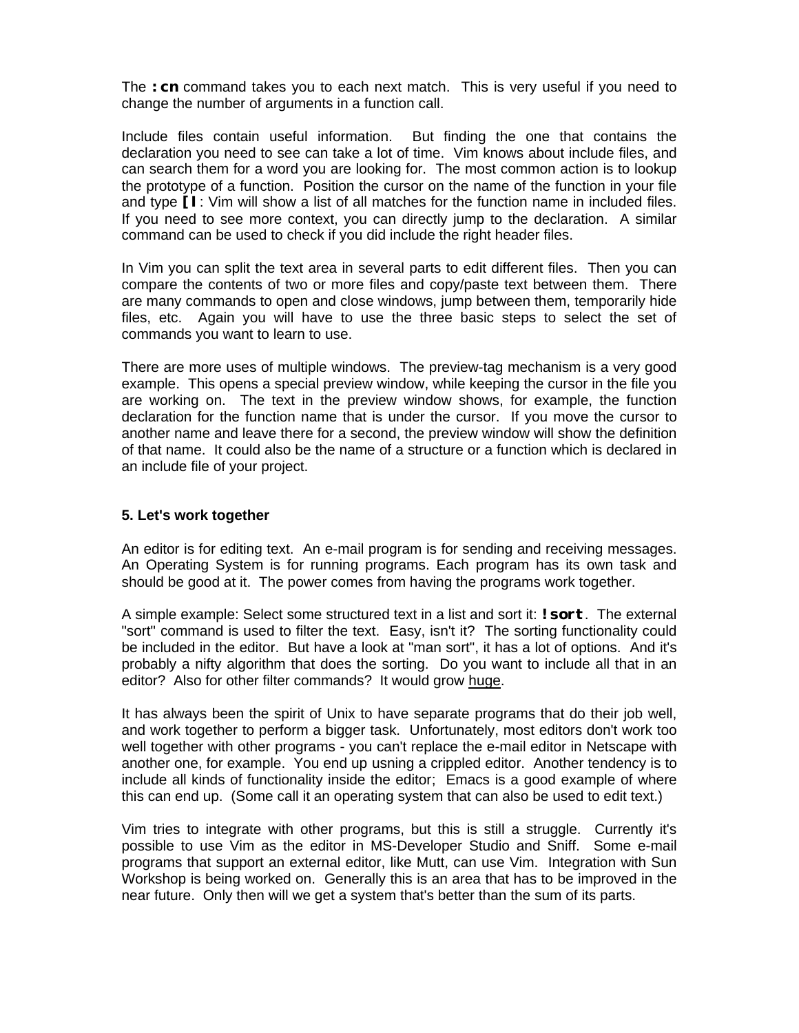The **:cn** command takes you to each next match. This is very useful if you need to change the number of arguments in a function call.

Include files contain useful information. But finding the one that contains the declaration you need to see can take a lot of time. Vim knows about include files, and can search them for a word you are looking for. The most common action is to lookup the prototype of a function. Position the cursor on the name of the function in your file and type **[I**: Vim will show a list of all matches for the function name in included files. If you need to see more context, you can directly jump to the declaration. A similar command can be used to check if you did include the right header files.

In Vim you can split the text area in several parts to edit different files. Then you can compare the contents of two or more files and copy/paste text between them. There are many commands to open and close windows, jump between them, temporarily hide files, etc. Again you will have to use the three basic steps to select the set of commands you want to learn to use.

There are more uses of multiple windows. The preview-tag mechanism is a very good example. This opens a special preview window, while keeping the cursor in the file you are working on. The text in the preview window shows, for example, the function declaration for the function name that is under the cursor. If you move the cursor to another name and leave there for a second, the preview window will show the definition of that name. It could also be the name of a structure or a function which is declared in an include file of your project.

### 5. Let's work together

An editor is for editing text. An e-mail program is for sending and receiving messages. An Operating System is for running programs. Each program has its own task and should be good at it. The power comes from having the programs work together.

A simple example: Select some structured text in a list and sort it: **!sort**. The external "sort" command is used to filter the text. Easy, isn't it? The sorting functionality could be included in the editor. But have a look at "man sort", it has a lot of options. And it's probably a nifty algorithm that does the sorting. Do you want to include all that in an editor? Also for other filter commands? It would grow <u>huge</u>.

It has always been the spirit of Unix to have separate programs that do their job well, and work together to perform a bigger task. Unfortunately, most editors don't work too well together with other programs - you can't replace the e-mail editor in Netscape with another one, for example. You end up usning a crippled editor. Another tendency is to include all kinds of functionality inside the editor; Emacs is a good example of where this can end up. (Some call it an operating system that can also be used to edit text.)

Vim tries to integrate with other programs, but this is still a struggle. Currently it's possible to use Vim as the editor in MS-Developer Studio and Sniff. Some e-mail programs that support an external editor, like Mutt, can use Vim. Integration with Sun Workshop is being worked on. Generally this is an area that has to be improved in the near future. Only then will we get a system that's better than the sum of its parts.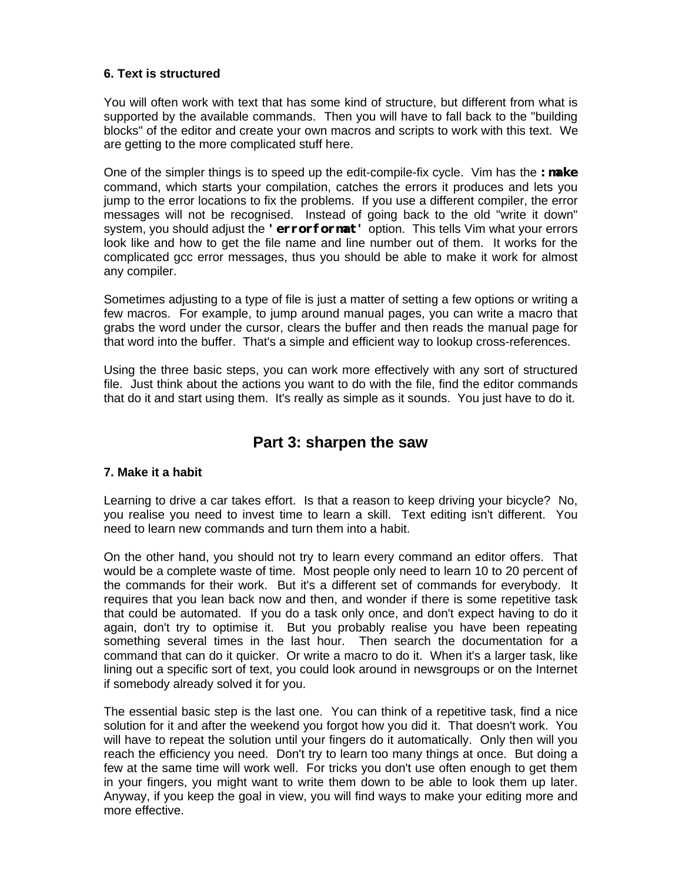**6. Text is structured**

You will often work with text that has some kind of structure, but different from what is supported by the available commands. Then you will have to fall back to the "building blocks" of the editor and create your own macros and scripts to work with this text. We are getting to the more complicated stuff here.

One of the simpler things is to speed up the edit-compile-fix cycle. Vim has the **`:make`** command, which starts your compilation, catches the errors it produces and lets you jump to the error locations to fix the problems. If you use a different compiler, the error messages will not be recognised. Instead of going back to the old "write it down" system, you should adjust the **`'errorformat'`** option. This tells Vim what your errors look like and how to get the file name and line number out of them. It works for the complicated gcc error messages, thus you should be able to make it work for almost any compiler.

Sometimes adjusting to a type of file is just a matter of setting a few options or writing a few macros. For example, to jump around manual pages, you can write a macro that grabs the word under the cursor, clears the buffer and then reads the manual page for that word into the buffer. That's a simple and efficient way to lookup cross-references.

Using the three basic steps, you can work more effectively with any sort of structured file. Just think about the actions you want to do with the file, find the editor commands that do it and start using them. It's really as simple as it sounds. You just have to do it.

## Part 3: sharpen the saw

**7. Make it a habit**

Learning to drive a car takes effort. Is that a reason to keep driving your bicycle? No, you realise you need to invest time to learn a skill. Text editing isn't different. You need to learn new commands and turn them into a habit.

On the other hand, you should not try to learn every command an editor offers. That would be a complete waste of time. Most people only need to learn 10 to 20 percent of the commands for their work. But it's a different set of commands for everybody. It requires that you lean back now and then, and wonder if there is some repetitive task that could be automated. If you do a task only once, and don't expect having to do it again, don't try to optimise it. But you probably realise you have been repeating something several times in the last hour. Then search the documentation for a command that can do it quicker. Or write a macro to do it. When it's a larger task, like lining out a specific sort of text, you could look around in newsgroups or on the Internet if somebody already solved it for you.

The essential basic step is the last one. You can think of a repetitive task, find a nice solution for it and after the weekend you forgot how you did it. That doesn't work. You will have to repeat the solution until your fingers do it automatically. Only then will you reach the efficiency you need. Don't try to learn too many things at once. But doing a few at the same time will work well. For tricks you don't use often enough to get them in your fingers, you might want to write them down to be able to look them up later. Anyway, if you keep the goal in view, you will find ways to make your editing more and more effective.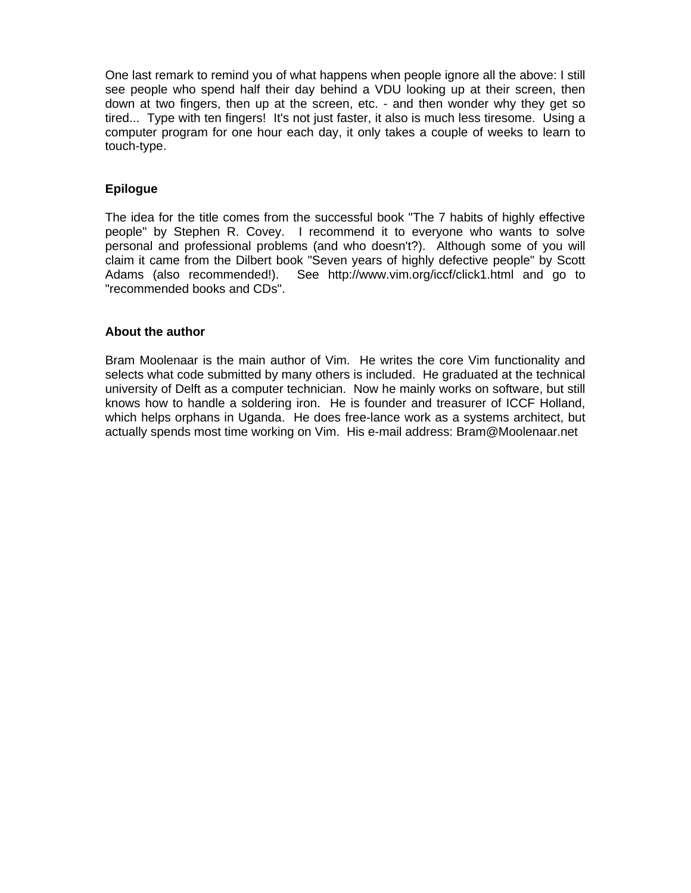One last remark to remind you of what happens when people ignore all the above: I still see people who spend half their day behind a VDU looking up at their screen, then down at two fingers, then up at the screen, etc. - and then wonder why they get so tired... Type with ten fingers! It's not just faster, it also is much less tiresome. Using a computer program for one hour each day, it only takes a couple of weeks to learn to touch-type.

## Epilogue

The idea for the title comes from the successful book "The 7 habits of highly effective people" by Stephen R. Covey. I recommend it to everyone who wants to solve personal and professional problems (and who doesn't?). Although some of you will claim it came from the Dilbert book "Seven years of highly defective people" by Scott Adams (also recommended!). See http://www.vim.org/iccf/click1.html and go to "recommended books and CDs".

## About the author

Bram Moolenaar is the main author of Vim. He writes the core Vim functionality and selects what code submitted by many others is included. He graduated at the technical university of Delft as a computer technician. Now he mainly works on software, but still knows how to handle a soldering iron. He is founder and treasurer of ICCF Holland, which helps orphans in Uganda. He does free-lance work as a systems architect, but actually spends most time working on Vim. His e-mail address: Bram@Moolenaar.net